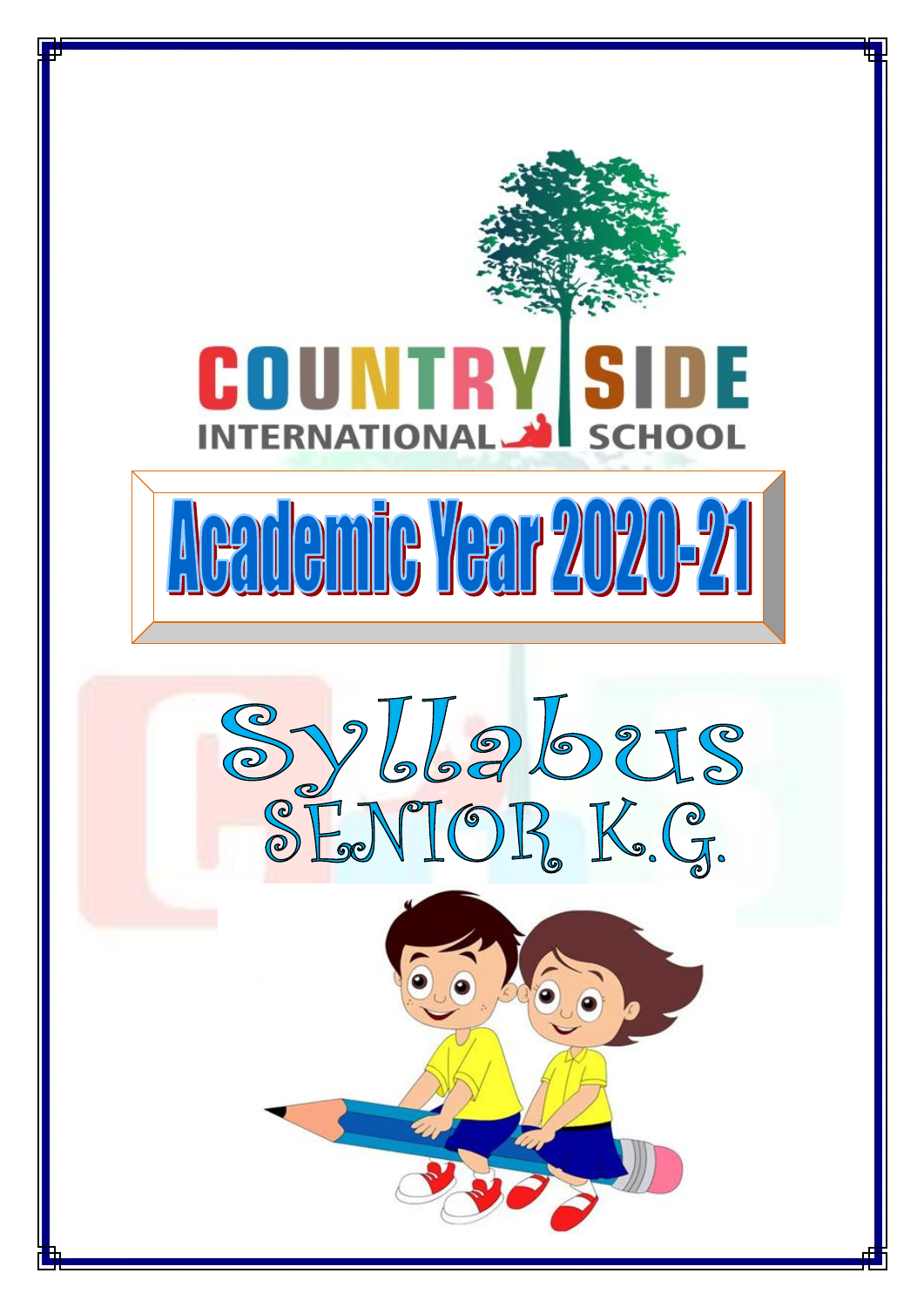# COUNTRY SIDE INTERNATIONAL SCHOOL

# Academic Year 2020-21

# Syllabus

## SENIOR K.G.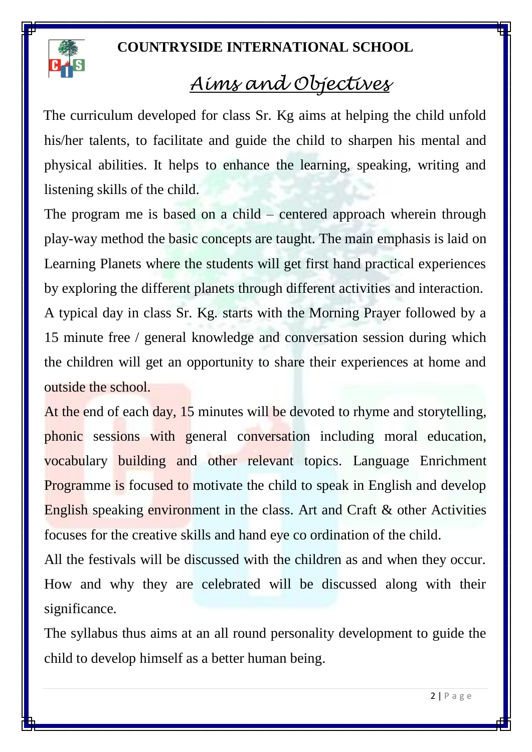# COUNTRYSIDE INTERNATIONAL SCHOOL

## *Aims and Objectives*

The curriculum developed for class Sr. Kg aims at helping the child unfold his/her talents, to facilitate and guide the child to sharpen his mental and physical abilities. It helps to enhance the learning, speaking, writing and listening skills of the child.

The program me is based on a child – centered approach wherein through play-way method the basic concepts are taught. The main emphasis is laid on Learning Planets where the students will get first hand practical experiences by exploring the different planets through different activities and interaction.

A typical day in class Sr. Kg. starts with the Morning Prayer followed by a 15 minute free / general knowledge and conversation session during which the children will get an opportunity to share their experiences at home and outside the school.

At the end of each day, 15 minutes will be devoted to rhyme and storytelling, phonic sessions with general conversation including moral education, vocabulary building and other relevant topics. Language Enrichment Programme is focused to motivate the child to speak in English and develop English speaking environment in the class. Art and Craft & other Activities focuses for the creative skills and hand eye co ordination of the child.

All the festivals will be discussed with the children as and when they occur. How and why they are celebrated will be discussed along with their significance.

The syllabus thus aims at an all round personality development to guide the child to develop himself as a better human being.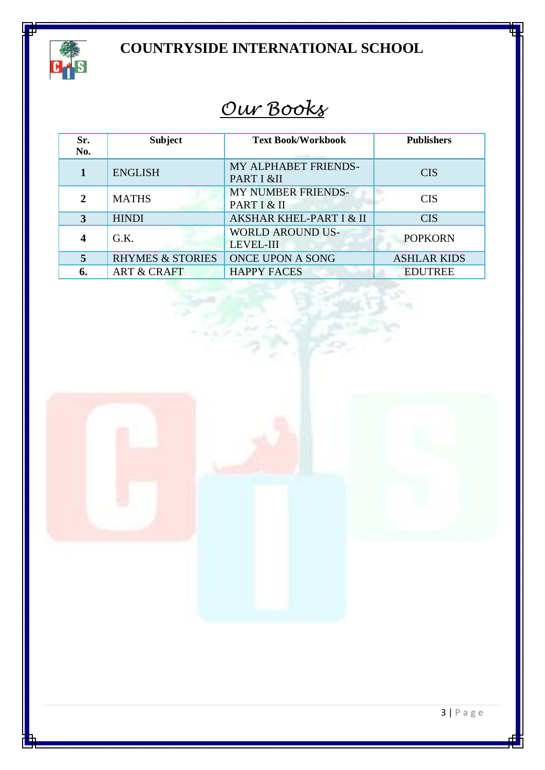# COUNTRYSIDE INTERNATIONAL SCHOOL

## *Our Books*

| Sr. No. | Subject | Text Book/Workbook | Publishers |
|---|---|---|---|
| **1** | ENGLISH | MY ALPHABET FRIENDS-PART I &II | CIS |
| **2** | MATHS | MY NUMBER FRIENDS-PART I & II | CIS |
| **3** | HINDI | AKSHAR KHEL-PART I & II | CIS |
| **4** | G.K. | WORLD AROUND US-LEVEL-III | POPKORN |
| **5** | RHYMES & STORIES | ONCE UPON A SONG | ASHLAR KIDS |
| **6.** | ART & CRAFT | HAPPY FACES | EDUTREE |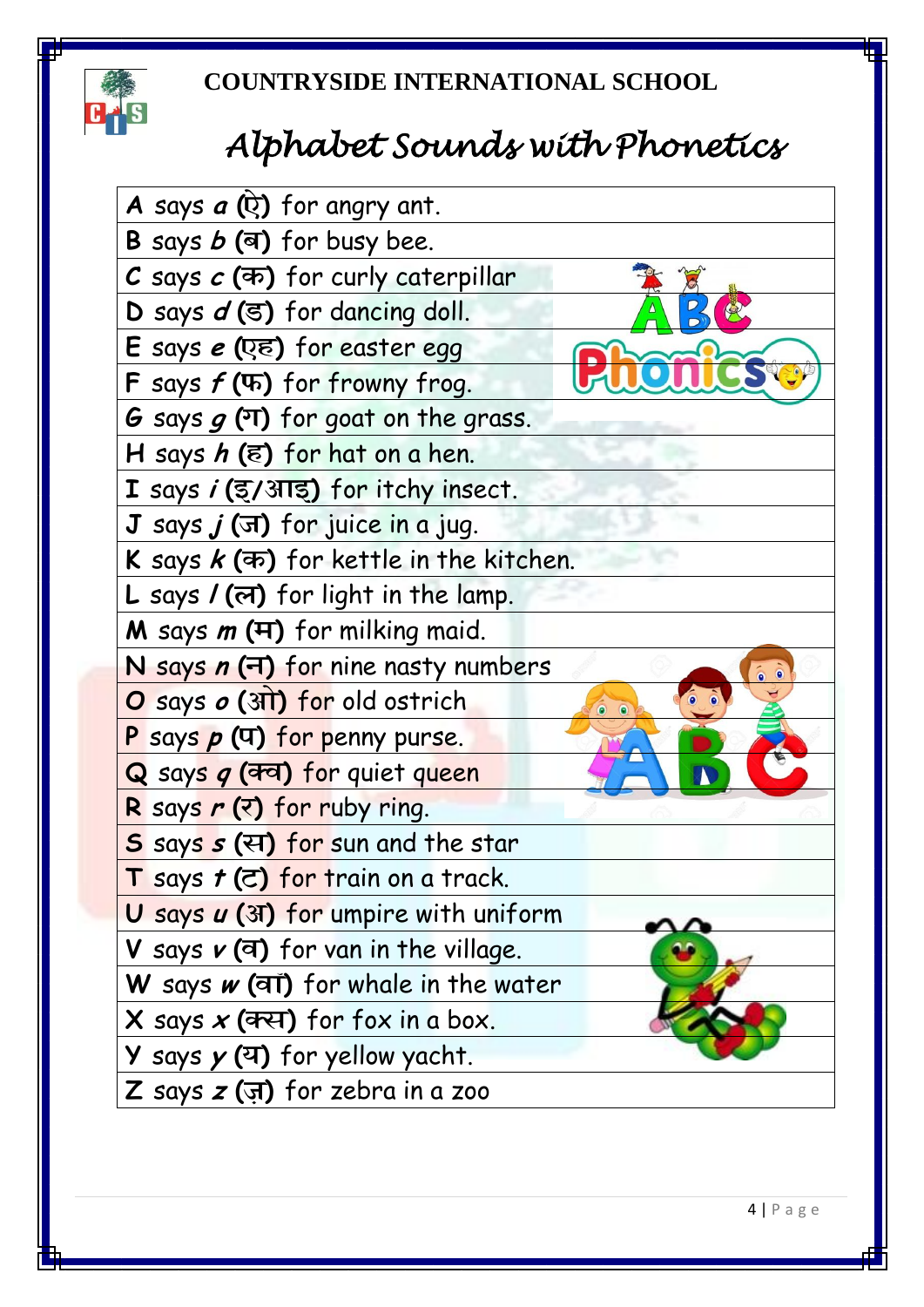# COUNTRYSIDE INTERNATIONAL SCHOOL

## *Alphabet Sounds with Phonetics*

| |
|---|
| **A** says ***a*** **(ऐ)** for angry ant. |
| **B** says ***b*** **(ब)** for busy bee. |
| **C** says ***c*** **(क)** for curly caterpillar |
| **D** says ***d*** **(ड)** for dancing doll. |
| **E** says ***e*** **(एह)** for easter egg |
| **F** says ***f*** **(फ)** for frowny frog. |
| **G** says ***g*** **(ग)** for goat on the grass. |
| **H** says ***h*** **(ह)** for hat on a hen. |
| **I** says ***i*** **(इ/आइ)** for itchy insect. |
| **J** says ***j*** **(ज)** for juice in a jug. |
| **K** says ***k*** **(क)** for kettle in the kitchen. |
| **L** says ***l*** **(ल)** for light in the lamp. |
| **M** says ***m*** **(म)** for milking maid. |
| **N** says ***n*** **(न)** for nine nasty numbers |
| **O** says ***o*** **(ओ)** for old ostrich |
| **P** says ***p*** **(प)** for penny purse. |
| **Q** says ***q*** **(क्व)** for quiet queen |
| **R** says ***r*** **(र)** for ruby ring. |
| **S** says ***s*** **(स)** for sun and the star |
| **T** says ***t*** **(ट)** for train on a track. |
| **U** says ***u*** **(अ)** for umpire with uniform |
| **V** says ***v*** **(व)** for van in the village. |
| **W** says ***w*** **(वा)** for whale in the water |
| **X** says ***x*** **(क्स)** for fox in a box. |
| **Y** says ***y*** **(य)** for yellow yacht. |
| **Z** says ***z*** **(ज़)** for zebra in a zoo |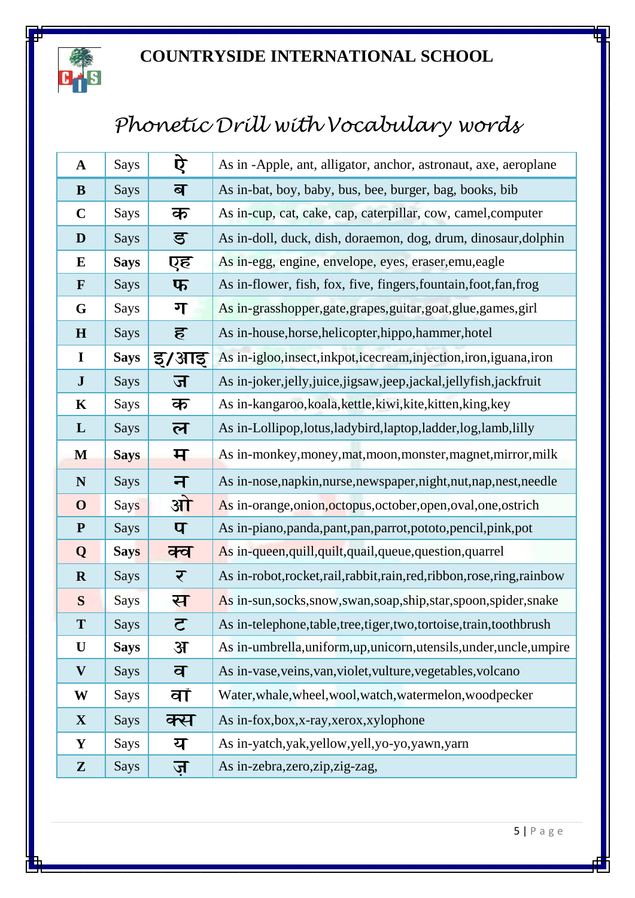# COUNTRYSIDE INTERNATIONAL SCHOOL

## *Phonetic Drill with Vocabulary words*

| | | | |
|---|---|---|---|
| **A** | Says | ऐ | As in -Apple, ant, alligator, anchor, astronaut, axe, aeroplane |
| **B** | Says | ब | As in-bat, boy, baby, bus, bee, burger, bag, books, bib |
| **C** | Says | क | As in-cup, cat, cake, cap, caterpillar, cow, camel,computer |
| **D** | Says | ड | As in-doll, duck, dish, doraemon, dog, drum, dinosaur,dolphin |
| **E** | **Says** | एह | As in-egg, engine, envelope, eyes, eraser,emu,eagle |
| **F** | Says | फ | As in-flower, fish, fox, five, fingers,fountain,foot,fan,frog |
| **G** | Says | ग | As in-grasshopper,gate,grapes,guitar,goat,glue,games,girl |
| **H** | Says | ह | As in-house,horse,helicopter,hippo,hammer,hotel |
| **I** | **Says** | इ/आइ | As in-igloo,insect,inkpot,icecream,injection,iron,iguana,iron |
| **J** | Says | ज | As in-joker,jelly,juice,jigsaw,jeep,jackal,jellyfish,jackfruit |
| **K** | Says | क | As in-kangaroo,koala,kettle,kiwi,kite,kitten,king,key |
| **L** | Says | ल | As in-Lollipop,lotus,ladybird,laptop,ladder,log,lamb,lilly |
| **M** | **Says** | म | As in-monkey,money,mat,moon,monster,magnet,mirror,milk |
| **N** | Says | न | As in-nose,napkin,nurse,newspaper,night,nut,nap,nest,needle |
| **O** | Says | ओ | As in-orange,onion,octopus,october,open,oval,one,ostrich |
| **P** | Says | प | As in-piano,panda,pant,pan,parrot,pototo,pencil,pink,pot |
| **Q** | **Says** | क्व | As in-queen,quill,quilt,quail,queue,question,quarrel |
| **R** | Says | र | As in-robot,rocket,rail,rabbit,rain,red,ribbon,rose,ring,rainbow |
| **S** | Says | स | As in-sun,socks,snow,swan,soap,ship,star,spoon,spider,snake |
| **T** | Says | ट | As in-telephone,table,tree,tiger,two,tortoise,train,toothbrush |
| **U** | **Says** | अ | As in-umbrella,uniform,up,unicorn,utensils,under,uncle,umpire |
| **V** | Says | व | As in-vase,veins,van,violet,vulture,vegetables,volcano |
| **W** | Says | वां | Water,whale,wheel,wool,watch,watermelon,woodpecker |
| **X** | Says | क्स | As in-fox,box,x-ray,xerox,xylophone |
| **Y** | Says | य | As in-yatch,yak,yellow,yell,yo-yo,yawn,yarn |
| **Z** | Says | ज़ | As in-zebra,zero,zip,zig-zag, |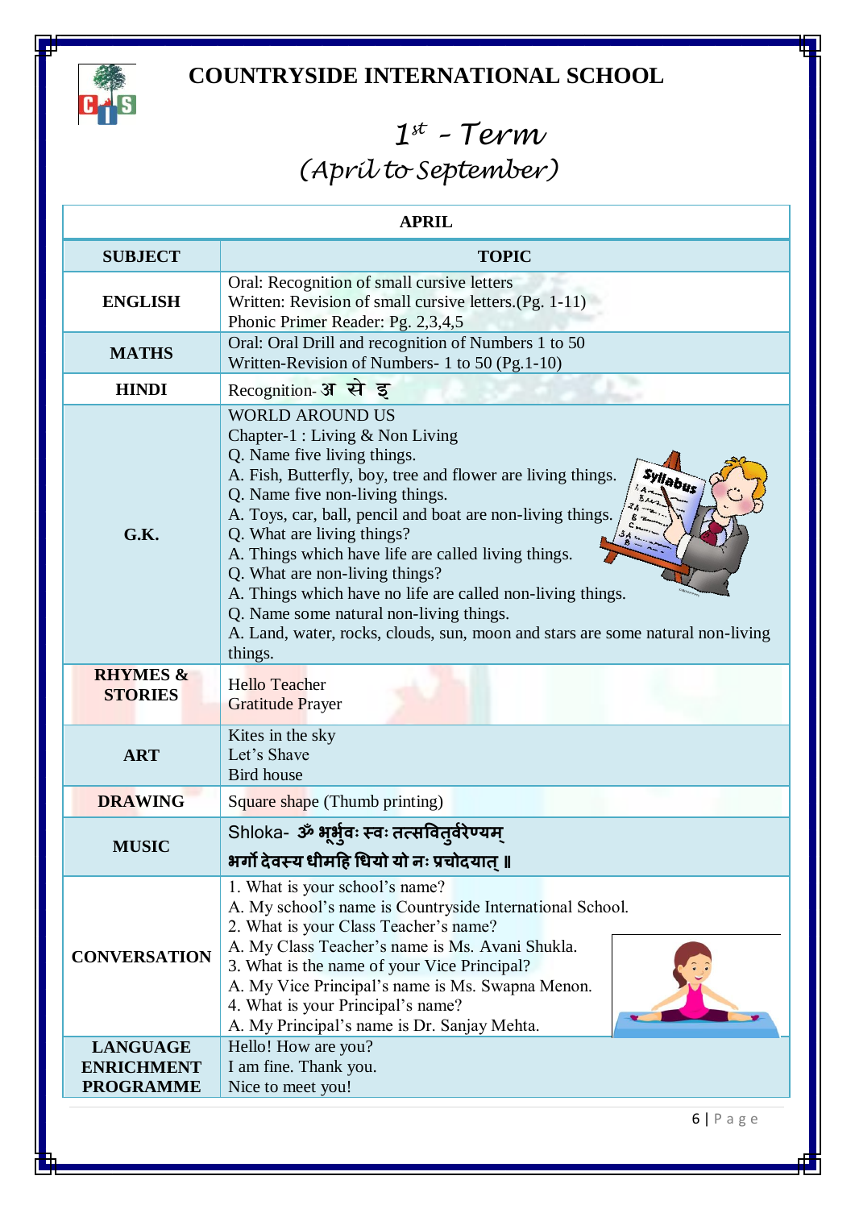# COUNTRYSIDE INTERNATIONAL SCHOOL

## 1st - Term
## (April to September)

| APRIL | |
|---|---|
| **SUBJECT** | **TOPIC** |
| **ENGLISH** | Oral: Recognition of small cursive letters<br>Written: Revision of small cursive letters.(Pg. 1-11)<br>Phonic Primer Reader: Pg. 2,3,4,5 |
| **MATHS** | Oral: Oral Drill and recognition of Numbers 1 to 50<br>Written-Revision of Numbers- 1 to 50 (Pg.1-10) |
| **HINDI** | Recognition- अ से इ |
| **G.K.** | WORLD AROUND US<br>Chapter-1 : Living & Non Living<br>Q. Name five living things.<br>A. Fish, Butterfly, boy, tree and flower are living things.<br>Q. Name five non-living things.<br>A. Toys, car, ball, pencil and boat are non-living things.<br>Q. What are living things?<br>A. Things which have life are called living things.<br>Q. What are non-living things?<br>A. Things which have no life are called non-living things.<br>Q. Name some natural non-living things.<br>A. Land, water, rocks, clouds, sun, moon and stars are some natural non-living things. |
| **RHYMES & STORIES** | Hello Teacher<br>Gratitude Prayer |
| **ART** | Kites in the sky<br>Let's Shave<br>Bird house |
| **DRAWING** | Square shape (Thumb printing) |
| **MUSIC** | Shloka- ॐ भूर्भुवः स्वः तत्सवितुर्वरेण्यम्<br>भर्गो देवस्य धीमहि धियो यो नः प्रचोदयात् ॥ |
| **CONVERSATION** | 1. What is your school's name?<br>A. My school's name is Countryside International School.<br>2. What is your Class Teacher's name?<br>A. My Class Teacher's name is Ms. Avani Shukla.<br>3. What is the name of your Vice Principal?<br>A. My Vice Principal's name is Ms. Swapna Menon.<br>4. What is your Principal's name?<br>A. My Principal's name is Dr. Sanjay Mehta. |
| **LANGUAGE ENRICHMENT PROGRAMME** | Hello! How are you?<br>I am fine. Thank you.<br>Nice to meet you! |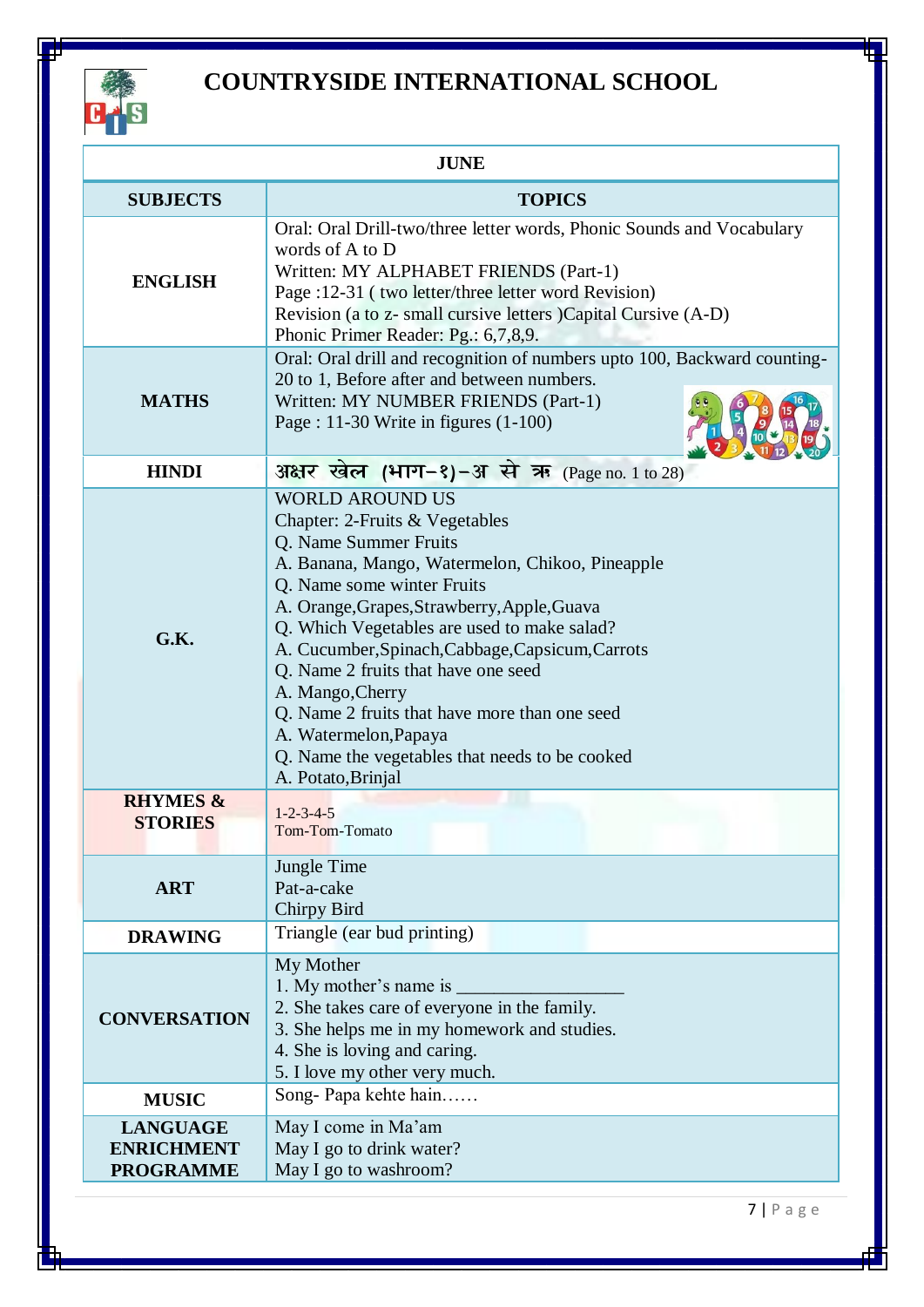# COUNTRYSIDE INTERNATIONAL SCHOOL

| JUNE | |
|---|---|
| **SUBJECTS** | **TOPICS** |
| **ENGLISH** | Oral: Oral Drill-two/three letter words, Phonic Sounds and Vocabulary words of A to D<br>Written: MY ALPHABET FRIENDS (Part-1)<br>Page :12-31 ( two letter/three letter word Revision)<br>Revision (a to z- small cursive letters )Capital Cursive (A-D)<br>Phonic Primer Reader: Pg.: 6,7,8,9. |
| **MATHS** | Oral: Oral drill and recognition of numbers upto 100, Backward counting-20 to 1, Before after and between numbers.<br>Written: MY NUMBER FRIENDS (Part-1)<br>Page : 11-30 Write in figures (1-100) |
| **HINDI** | अक्षर खेल (भाग–१)–अ से ऋ (Page no. 1 to 28) |
| **G.K.** | WORLD AROUND US<br>Chapter: 2-Fruits & Vegetables<br>Q. Name Summer Fruits<br>A. Banana, Mango, Watermelon, Chikoo, Pineapple<br>Q. Name some winter Fruits<br>A. Orange,Grapes,Strawberry,Apple,Guava<br>Q. Which Vegetables are used to make salad?<br>A. Cucumber,Spinach,Cabbage,Capsicum,Carrots<br>Q. Name 2 fruits that have one seed<br>A. Mango,Cherry<br>Q. Name 2 fruits that have more than one seed<br>A. Watermelon,Papaya<br>Q. Name the vegetables that needs to be cooked<br>A. Potato,Brinjal |
| **RHYMES & STORIES** | 1-2-3-4-5<br>Tom-Tom-Tomato |
| **ART** | Jungle Time<br>Pat-a-cake<br>Chirpy Bird |
| **DRAWING** | Triangle (ear bud printing) |
| **CONVERSATION** | My Mother<br>1. My mother's name is ________________<br>2. She takes care of everyone in the family.<br>3. She helps me in my homework and studies.<br>4. She is loving and caring.<br>5. I love my other very much. |
| **MUSIC** | Song- Papa kehte hain…… |
| **LANGUAGE ENRICHMENT PROGRAMME** | May I come in Ma'am<br>May I go to drink water?<br>May I go to washroom? |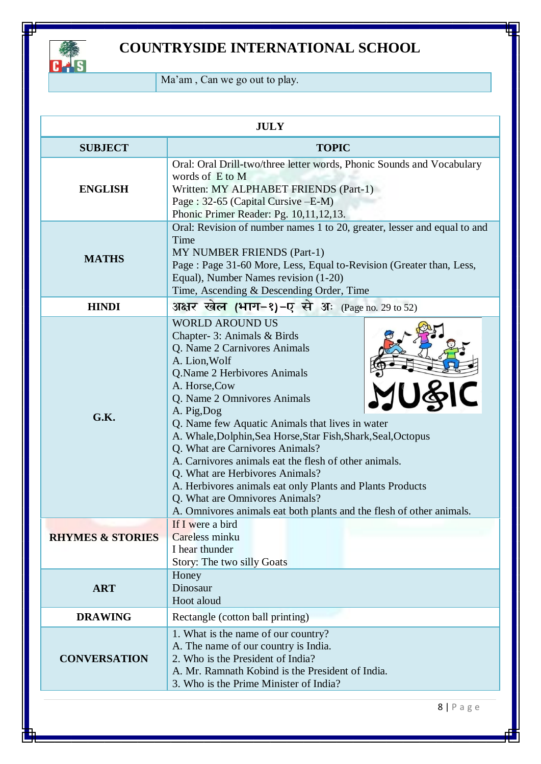# COUNTRYSIDE INTERNATIONAL SCHOOL

| | Ma'am , Can we go out to play. |
|---|---|

| JULY | |
|---|---|
| **SUBJECT** | **TOPIC** |
| **ENGLISH** | Oral: Oral Drill-two/three letter words, Phonic Sounds and Vocabulary words of E to M<br>Written: MY ALPHABET FRIENDS (Part-1)<br>Page : 32-65 (Capital Cursive –E-M)<br>Phonic Primer Reader: Pg. 10,11,12,13. |
| **MATHS** | Oral: Revision of number names 1 to 20, greater, lesser and equal to and Time<br>MY NUMBER FRIENDS (Part-1)<br>Page : Page 31-60 More, Less, Equal to-Revision (Greater than, Less, Equal), Number Names revision (1-20)<br>Time, Ascending & Descending Order, Time |
| **HINDI** | अक्षर खेल (भाग–१)–ए से अः (Page no. 29 to 52) |
| **G.K.** | WORLD AROUND US<br>Chapter- 3: Animals & Birds<br>Q. Name 2 Carnivores Animals<br>A. Lion,Wolf<br>Q.Name 2 Herbivores Animals<br>A. Horse,Cow<br>Q. Name 2 Omnivores Animals<br>A. Pig,Dog<br>Q. Name few Aquatic Animals that lives in water<br>A. Whale,Dolphin,Sea Horse,Star Fish,Shark,Seal,Octopus<br>Q. What are Carnivores Animals?<br>A. Carnivores animals eat the flesh of other animals.<br>Q. What are Herbivores Animals?<br>A. Herbivores animals eat only Plants and Plants Products<br>Q. What are Omnivores Animals?<br>A. Omnivores animals eat both plants and the flesh of other animals. |
| **RHYMES & STORIES** | If I were a bird<br>Careless minku<br>I hear thunder<br>Story: The two silly Goats |
| **ART** | Honey<br>Dinosaur<br>Hoot aloud |
| **DRAWING** | Rectangle (cotton ball printing) |
| **CONVERSATION** | 1. What is the name of our country?<br>A. The name of our country is India.<br>2. Who is the President of India?<br>A. Mr. Ramnath Kobind is the President of India.<br>3. Who is the Prime Minister of India? |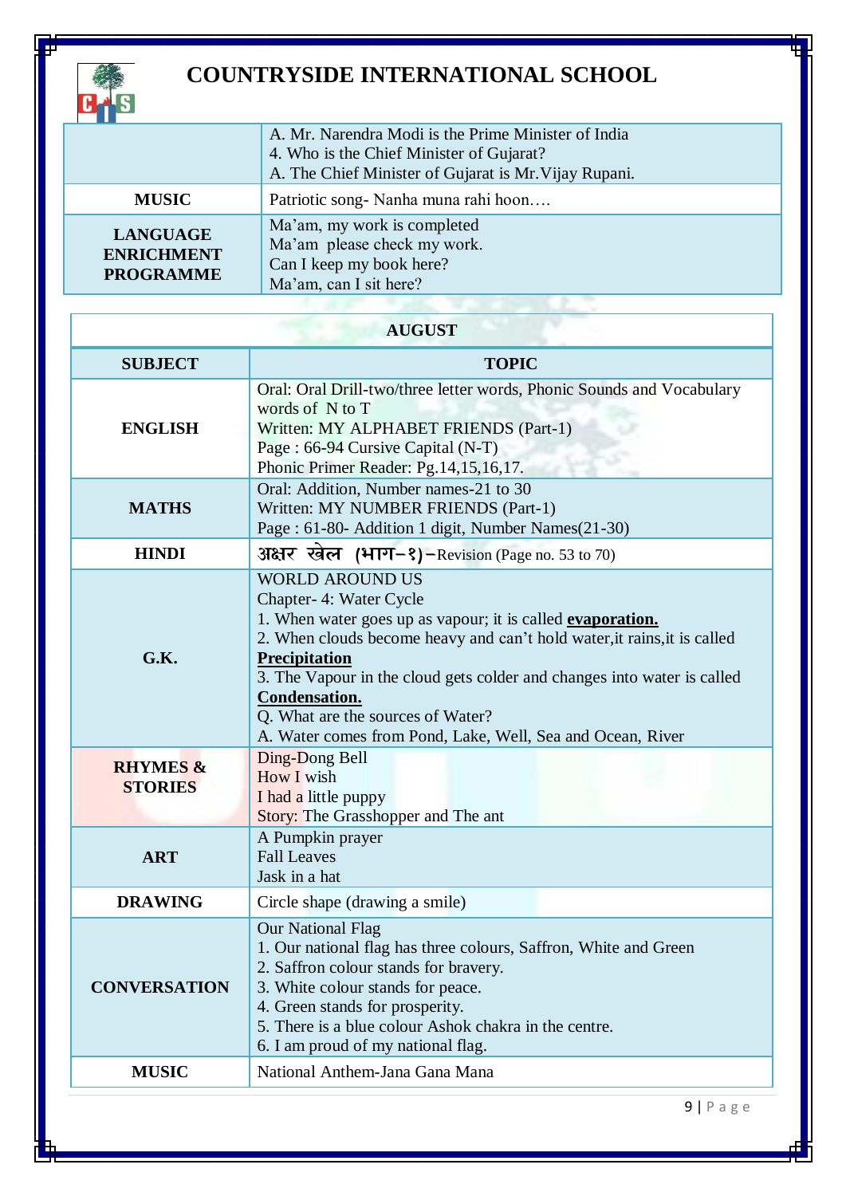# COUNTRYSIDE INTERNATIONAL SCHOOL

| | |
|---|---|
| | A. Mr. Narendra Modi is the Prime Minister of India<br>4. Who is the Chief Minister of Gujarat?<br>A. The Chief Minister of Gujarat is Mr.Vijay Rupani. |
| **MUSIC** | Patriotic song- Nanha muna rahi hoon…. |
| **LANGUAGE ENRICHMENT PROGRAMME** | Ma'am, my work is completed<br>Ma'am please check my work.<br>Can I keep my book here?<br>Ma'am, can I sit here? |

**AUGUST**

| SUBJECT | TOPIC |
|---|---|
| **ENGLISH** | Oral: Oral Drill-two/three letter words, Phonic Sounds and Vocabulary words of N to T<br>Written: MY ALPHABET FRIENDS (Part-1)<br>Page : 66-94 Cursive Capital (N-T)<br>Phonic Primer Reader: Pg.14,15,16,17. |
| **MATHS** | Oral: Addition, Number names-21 to 30<br>Written: MY NUMBER FRIENDS (Part-1)<br>Page : 61-80- Addition 1 digit, Number Names(21-30) |
| **HINDI** | अक्षर खेल (भाग–१)–Revision (Page no. 53 to 70) |
| **G.K.** | WORLD AROUND US<br>Chapter- 4: Water Cycle<br>1. When water goes up as vapour; it is called **evaporation.**<br>2. When clouds become heavy and can't hold water,it rains,it is called **Precipitation**<br>3. The Vapour in the cloud gets colder and changes into water is called **Condensation.**<br>Q. What are the sources of Water?<br>A. Water comes from Pond, Lake, Well, Sea and Ocean, River |
| **RHYMES & STORIES** | Ding-Dong Bell<br>How I wish<br>I had a little puppy<br>Story: The Grasshopper and The ant |
| **ART** | A Pumpkin prayer<br>Fall Leaves<br>Jask in a hat |
| **DRAWING** | Circle shape (drawing a smile) |
| **CONVERSATION** | Our National Flag<br>1. Our national flag has three colours, Saffron, White and Green<br>2. Saffron colour stands for bravery.<br>3. White colour stands for peace.<br>4. Green stands for prosperity.<br>5. There is a blue colour Ashok chakra in the centre.<br>6. I am proud of my national flag. |
| **MUSIC** | National Anthem-Jana Gana Mana |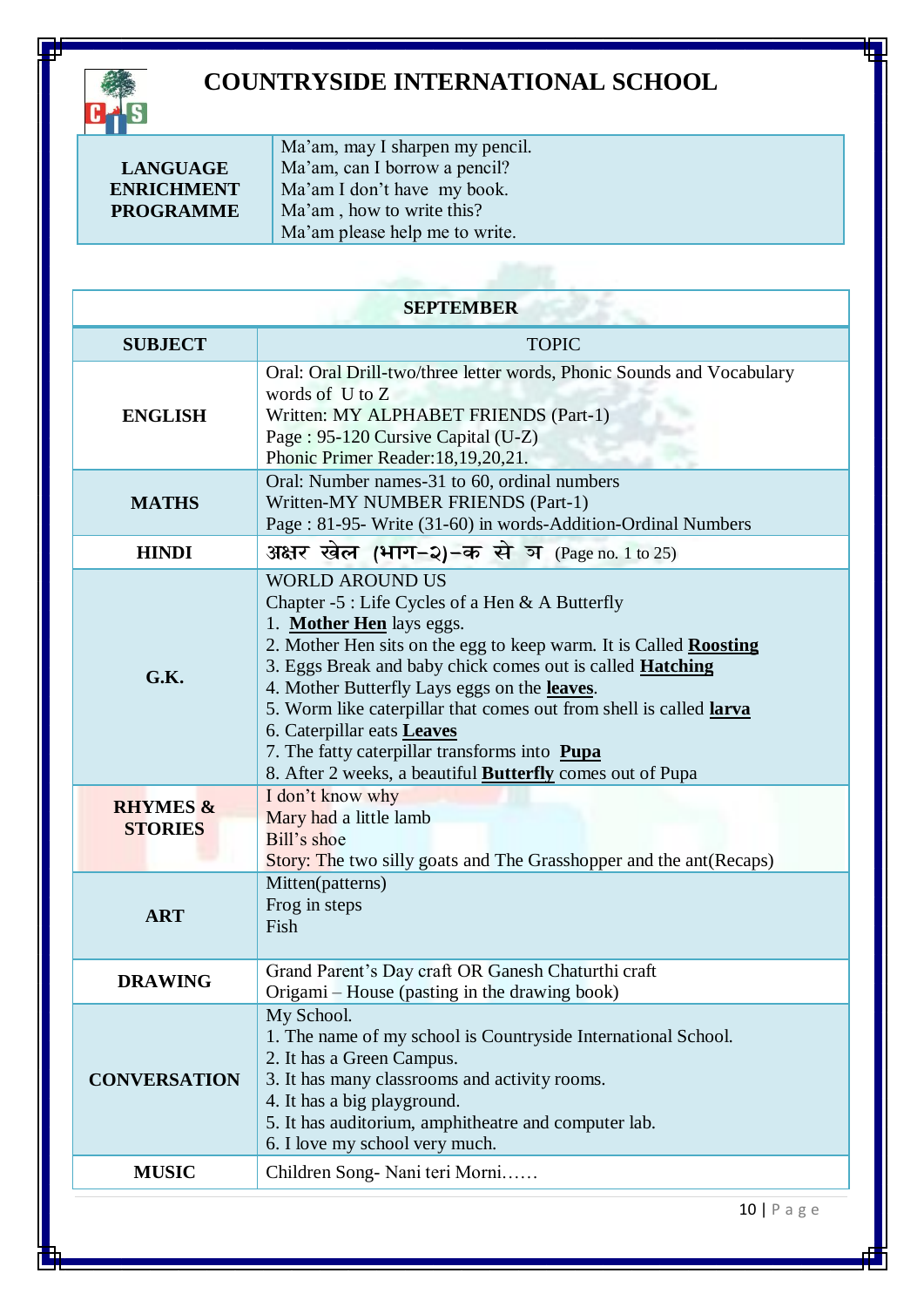# COUNTRYSIDE INTERNATIONAL SCHOOL

| | |
|---|---|
| **LANGUAGE ENRICHMENT PROGRAMME** | Ma'am, may I sharpen my pencil.<br>Ma'am, can I borrow a pencil?<br>Ma'am I don't have my book.<br>Ma'am , how to write this?<br>Ma'am please help me to write. |

| **SEPTEMBER** | |
|---|---|
| **SUBJECT** | TOPIC |
| **ENGLISH** | Oral: Oral Drill-two/three letter words, Phonic Sounds and Vocabulary words of U to Z<br>Written: MY ALPHABET FRIENDS (Part-1)<br>Page : 95-120 Cursive Capital (U-Z)<br>Phonic Primer Reader:18,19,20,21. |
| **MATHS** | Oral: Number names-31 to 60, ordinal numbers<br>Written-MY NUMBER FRIENDS (Part-1)<br>Page : 81-95- Write (31-60) in words-Addition-Ordinal Numbers |
| **HINDI** | अक्षर खेल (भाग–२)–क से ञ (Page no. 1 to 25) |
| **G.K.** | WORLD AROUND US<br>Chapter -5 : Life Cycles of a Hen & A Butterfly<br>1. **Mother Hen** lays eggs.<br>2. Mother Hen sits on the egg to keep warm. It is Called **Roosting**<br>3. Eggs Break and baby chick comes out is called **Hatching**<br>4. Mother Butterfly Lays eggs on the **leaves**.<br>5. Worm like caterpillar that comes out from shell is called **larva**<br>6. Caterpillar eats **Leaves**<br>7. The fatty caterpillar transforms into **Pupa**<br>8. After 2 weeks, a beautiful **Butterfly** comes out of Pupa |
| **RHYMES & STORIES** | I don't know why<br>Mary had a little lamb<br>Bill's shoe<br>Story: The two silly goats and The Grasshopper and the ant(Recaps) |
| **ART** | Mitten(patterns)<br>Frog in steps<br>Fish |
| **DRAWING** | Grand Parent's Day craft OR Ganesh Chaturthi craft<br>Origami – House (pasting in the drawing book) |
| **CONVERSATION** | My School.<br>1. The name of my school is Countryside International School.<br>2. It has a Green Campus.<br>3. It has many classrooms and activity rooms.<br>4. It has a big playground.<br>5. It has auditorium, amphitheatre and computer lab.<br>6. I love my school very much. |
| **MUSIC** | Children Song- Nani teri Morni…… |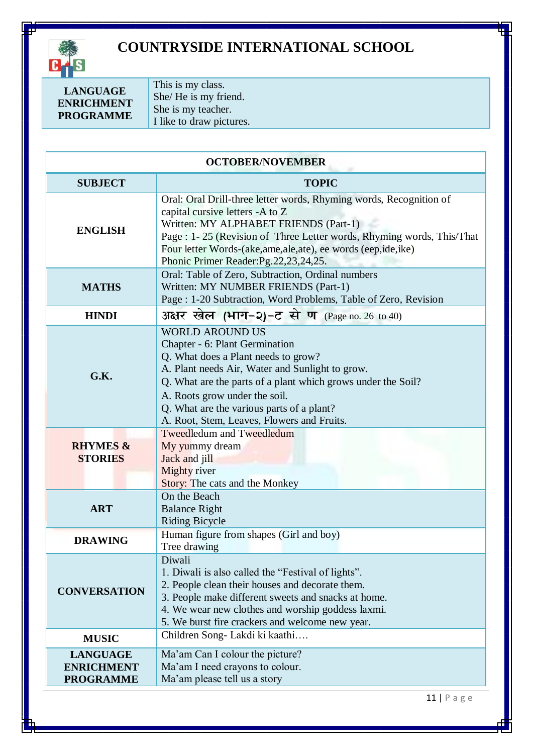# COUNTRYSIDE INTERNATIONAL SCHOOL

| | |
|---|---|
| **LANGUAGE ENRICHMENT PROGRAMME** | This is my class.<br>She/ He is my friend.<br>She is my teacher.<br>I like to draw pictures. |

| **OCTOBER/NOVEMBER** | |
|---|---|
| **SUBJECT** | **TOPIC** |
| **ENGLISH** | Oral: Oral Drill-three letter words, Rhyming words, Recognition of capital cursive letters -A to Z<br>Written: MY ALPHABET FRIENDS (Part-1)<br>Page : 1- 25 (Revision of Three Letter words, Rhyming words, This/That Four letter Words-(ake,ame,ale,ate), ee words (eep,ide,ike)<br>Phonic Primer Reader:Pg.22,23,24,25. |
| **MATHS** | Oral: Table of Zero, Subtraction, Ordinal numbers<br>Written: MY NUMBER FRIENDS (Part-1)<br>Page : 1-20 Subtraction, Word Problems, Table of Zero, Revision |
| **HINDI** | अक्षर खेल (भाग-२)-ट से ण (Page no. 26 to 40) |
| **G.K.** | WORLD AROUND US<br>Chapter - 6: Plant Germination<br>Q. What does a Plant needs to grow?<br>A. Plant needs Air, Water and Sunlight to grow.<br>Q. What are the parts of a plant which grows under the Soil?<br>A. Roots grow under the soil.<br>Q. What are the various parts of a plant?<br>A. Root, Stem, Leaves, Flowers and Fruits. |
| **RHYMES & STORIES** | Tweedledum and Tweedledum<br>My yummy dream<br>Jack and jill<br>Mighty river<br>Story: The cats and the Monkey |
| **ART** | On the Beach<br>Balance Right<br>Riding Bicycle |
| **DRAWING** | Human figure from shapes (Girl and boy)<br>Tree drawing |
| **CONVERSATION** | Diwali<br>1. Diwali is also called the "Festival of lights".<br>2. People clean their houses and decorate them.<br>3. People make different sweets and snacks at home.<br>4. We wear new clothes and worship goddess laxmi.<br>5. We burst fire crackers and welcome new year. |
| **MUSIC** | Children Song- Lakdi ki kaathi…. |
| **LANGUAGE ENRICHMENT PROGRAMME** | Ma'am Can I colour the picture?<br>Ma'am I need crayons to colour.<br>Ma'am please tell us a story |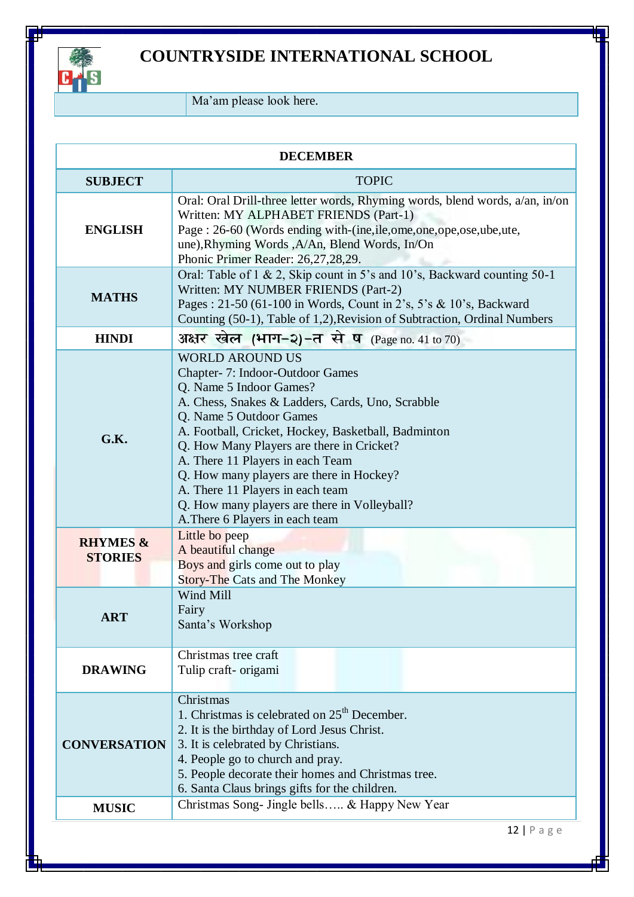# COUNTRYSIDE INTERNATIONAL SCHOOL

| | Ma'am please look here. |
|---|---|

| DECEMBER | |
|---|---|
| **SUBJECT** | TOPIC |
| **ENGLISH** | Oral: Oral Drill-three letter words, Rhyming words, blend words, a/an, in/on<br>Written: MY ALPHABET FRIENDS (Part-1)<br>Page : 26-60 (Words ending with-(ine,ile,ome,one,ope,ose,ube,ute, une),Rhyming Words ,A/An, Blend Words, In/On<br>Phonic Primer Reader: 26,27,28,29. |
| **MATHS** | Oral: Table of 1 & 2, Skip count in 5's and 10's, Backward counting 50-1<br>Written: MY NUMBER FRIENDS (Part-2)<br>Pages : 21-50 (61-100 in Words, Count in 2's, 5's & 10's, Backward Counting (50-1), Table of 1,2),Revision of Subtraction, Ordinal Numbers |
| **HINDI** | अक्षर खेल (भाग–२)–त से ष (Page no. 41 to 70) |
| **G.K.** | WORLD AROUND US<br>Chapter- 7: Indoor-Outdoor Games<br>Q. Name 5 Indoor Games?<br>A. Chess, Snakes & Ladders, Cards, Uno, Scrabble<br>Q. Name 5 Outdoor Games<br>A. Football, Cricket, Hockey, Basketball, Badminton<br>Q. How Many Players are there in Cricket?<br>A. There 11 Players in each Team<br>Q. How many players are there in Hockey?<br>A. There 11 Players in each team<br>Q. How many players are there in Volleyball?<br>A.There 6 Players in each team |
| **RHYMES & STORIES** | Little bo peep<br>A beautiful change<br>Boys and girls come out to play<br>Story-The Cats and The Monkey |
| **ART** | Wind Mill<br>Fairy<br>Santa's Workshop |
| **DRAWING** | Christmas tree craft<br>Tulip craft- origami |
| **CONVERSATION** | Christmas<br>1. Christmas is celebrated on 25th December.<br>2. It is the birthday of Lord Jesus Christ.<br>3. It is celebrated by Christians.<br>4. People go to church and pray.<br>5. People decorate their homes and Christmas tree.<br>6. Santa Claus brings gifts for the children. |
| **MUSIC** | Christmas Song- Jingle bells….. & Happy New Year |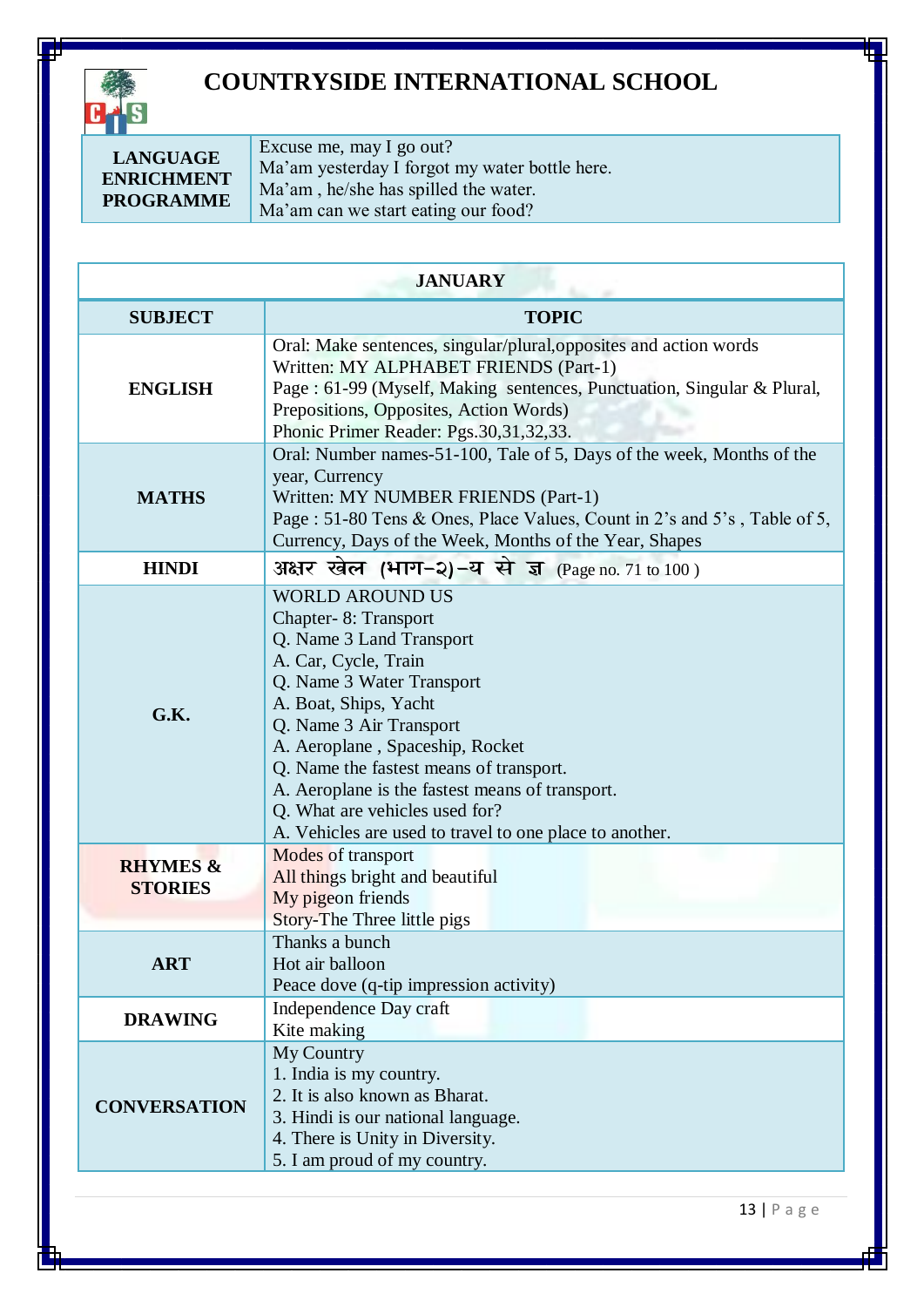# COUNTRYSIDE INTERNATIONAL SCHOOL

| LANGUAGE ENRICHMENT PROGRAMME | Excuse me, may I go out?<br>Ma'am yesterday I forgot my water bottle here.<br>Ma'am , he/she has spilled the water.<br>Ma'am can we start eating our food? |
|---|---|

| JANUARY | |
|---|---|
| **SUBJECT** | **TOPIC** |
| **ENGLISH** | Oral: Make sentences, singular/plural,opposites and action words<br>Written: MY ALPHABET FRIENDS (Part-1)<br>Page : 61-99 (Myself, Making sentences, Punctuation, Singular & Plural, Prepositions, Opposites, Action Words)<br>Phonic Primer Reader: Pgs.30,31,32,33. |
| **MATHS** | Oral: Number names-51-100, Tale of 5, Days of the week, Months of the year, Currency<br>Written: MY NUMBER FRIENDS (Part-1)<br>Page : 51-80 Tens & Ones, Place Values, Count in 2's and 5's , Table of 5, Currency, Days of the Week, Months of the Year, Shapes |
| **HINDI** | अक्षर खेल (भाग–२)–य से ज्ञ (Page no. 71 to 100 ) |
| **G.K.** | WORLD AROUND US<br>Chapter- 8: Transport<br>Q. Name 3 Land Transport<br>A. Car, Cycle, Train<br>Q. Name 3 Water Transport<br>A. Boat, Ships, Yacht<br>Q. Name 3 Air Transport<br>A. Aeroplane , Spaceship, Rocket<br>Q. Name the fastest means of transport.<br>A. Aeroplane is the fastest means of transport.<br>Q. What are vehicles used for?<br>A. Vehicles are used to travel to one place to another. |
| **RHYMES & STORIES** | Modes of transport<br>All things bright and beautiful<br>My pigeon friends<br>Story-The Three little pigs |
| **ART** | Thanks a bunch<br>Hot air balloon<br>Peace dove (q-tip impression activity) |
| **DRAWING** | Independence Day craft<br>Kite making |
| **CONVERSATION** | My Country<br>1. India is my country.<br>2. It is also known as Bharat.<br>3. Hindi is our national language.<br>4. There is Unity in Diversity.<br>5. I am proud of my country. |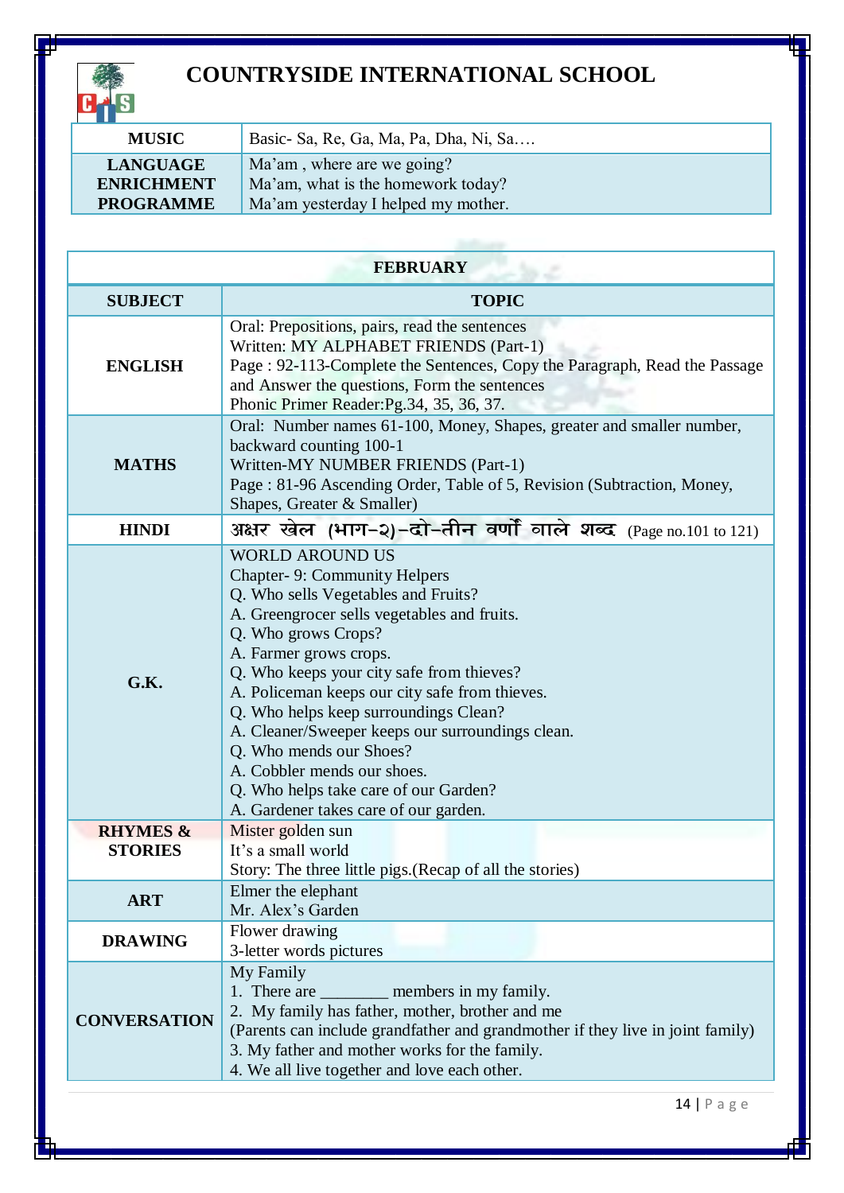# COUNTRYSIDE INTERNATIONAL SCHOOL

| | |
|---|---|
| **MUSIC** | Basic- Sa, Re, Ga, Ma, Pa, Dha, Ni, Sa…. |
| **LANGUAGE ENRICHMENT PROGRAMME** | Ma'am , where are we going?<br>Ma'am, what is the homework today?<br>Ma'am yesterday I helped my mother. |

| **FEBRUARY** | |
|---|---|
| **SUBJECT** | **TOPIC** |
| **ENGLISH** | Oral: Prepositions, pairs, read the sentences<br>Written: MY ALPHABET FRIENDS (Part-1)<br>Page : 92-113-Complete the Sentences, Copy the Paragraph, Read the Passage and Answer the questions, Form the sentences<br>Phonic Primer Reader:Pg.34, 35, 36, 37. |
| **MATHS** | Oral: Number names 61-100, Money, Shapes, greater and smaller number, backward counting 100-1<br>Written-MY NUMBER FRIENDS (Part-1)<br>Page : 81-96 Ascending Order, Table of 5, Revision (Subtraction, Money, Shapes, Greater & Smaller) |
| **HINDI** | अक्षर खेल (भाग-२)-दो-तीन वर्णों वाले शब्द (Page no.101 to 121) |
| **G.K.** | WORLD AROUND US<br>Chapter- 9: Community Helpers<br>Q. Who sells Vegetables and Fruits?<br>A. Greengrocer sells vegetables and fruits.<br>Q. Who grows Crops?<br>A. Farmer grows crops.<br>Q. Who keeps your city safe from thieves?<br>A. Policeman keeps our city safe from thieves.<br>Q. Who helps keep surroundings Clean?<br>A. Cleaner/Sweeper keeps our surroundings clean.<br>Q. Who mends our Shoes?<br>A. Cobbler mends our shoes.<br>Q. Who helps take care of our Garden?<br>A. Gardener takes care of our garden. |
| **RHYMES & STORIES** | Mister golden sun<br>It's a small world<br>Story: The three little pigs.(Recap of all the stories) |
| **ART** | Elmer the elephant<br>Mr. Alex's Garden |
| **DRAWING** | Flower drawing<br>3-letter words pictures |
| **CONVERSATION** | My Family<br>1. There are ________ members in my family.<br>2. My family has father, mother, brother and me<br>(Parents can include grandfather and grandmother if they live in joint family)<br>3. My father and mother works for the family.<br>4. We all live together and love each other. |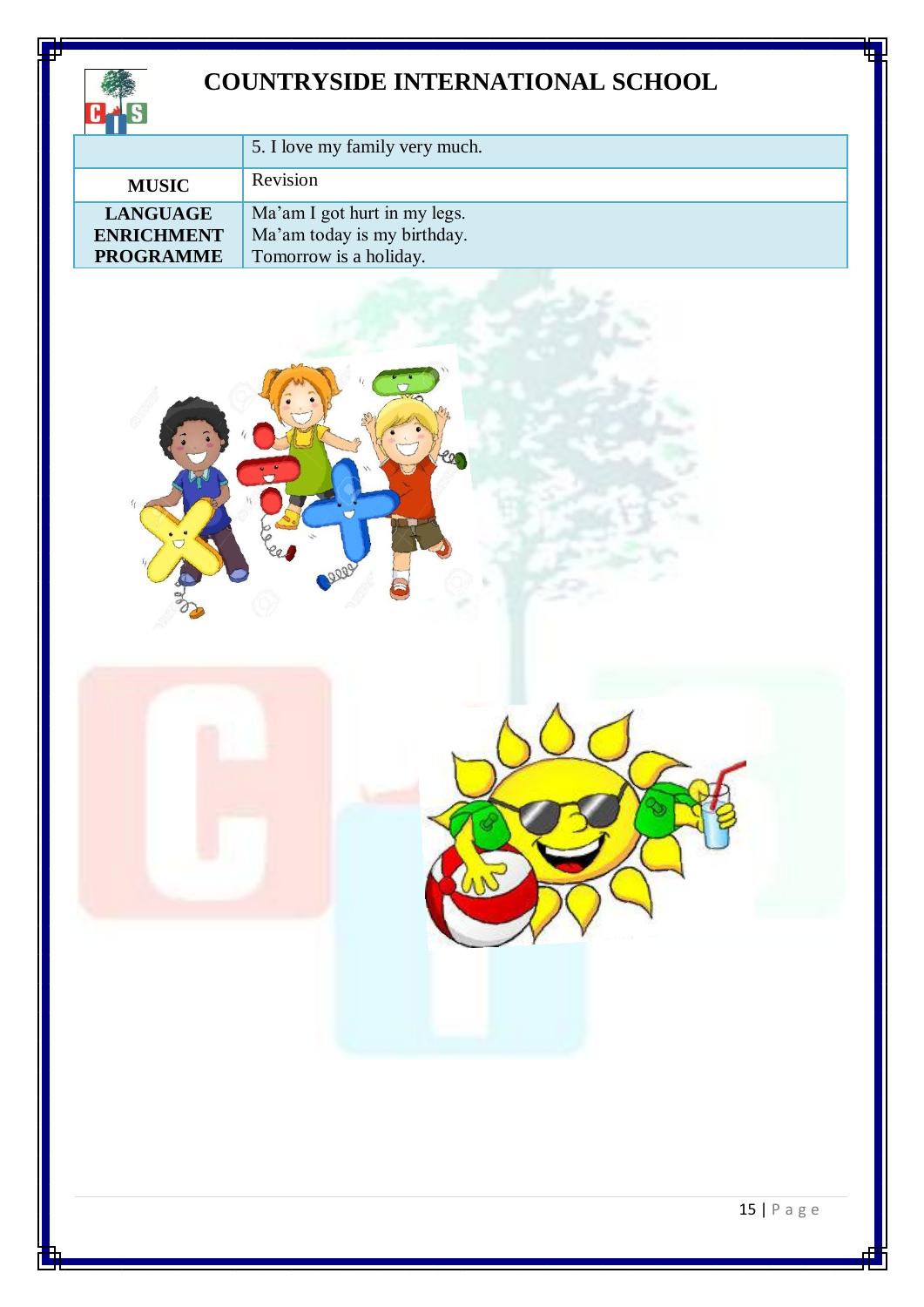| | |
|---|---|
| | 5. I love my family very much. |
| **MUSIC** | Revision |
| **LANGUAGE ENRICHMENT PROGRAMME** | Ma'am I got hurt in my legs.<br>Ma'am today is my birthday.<br>Tomorrow is a holiday. |